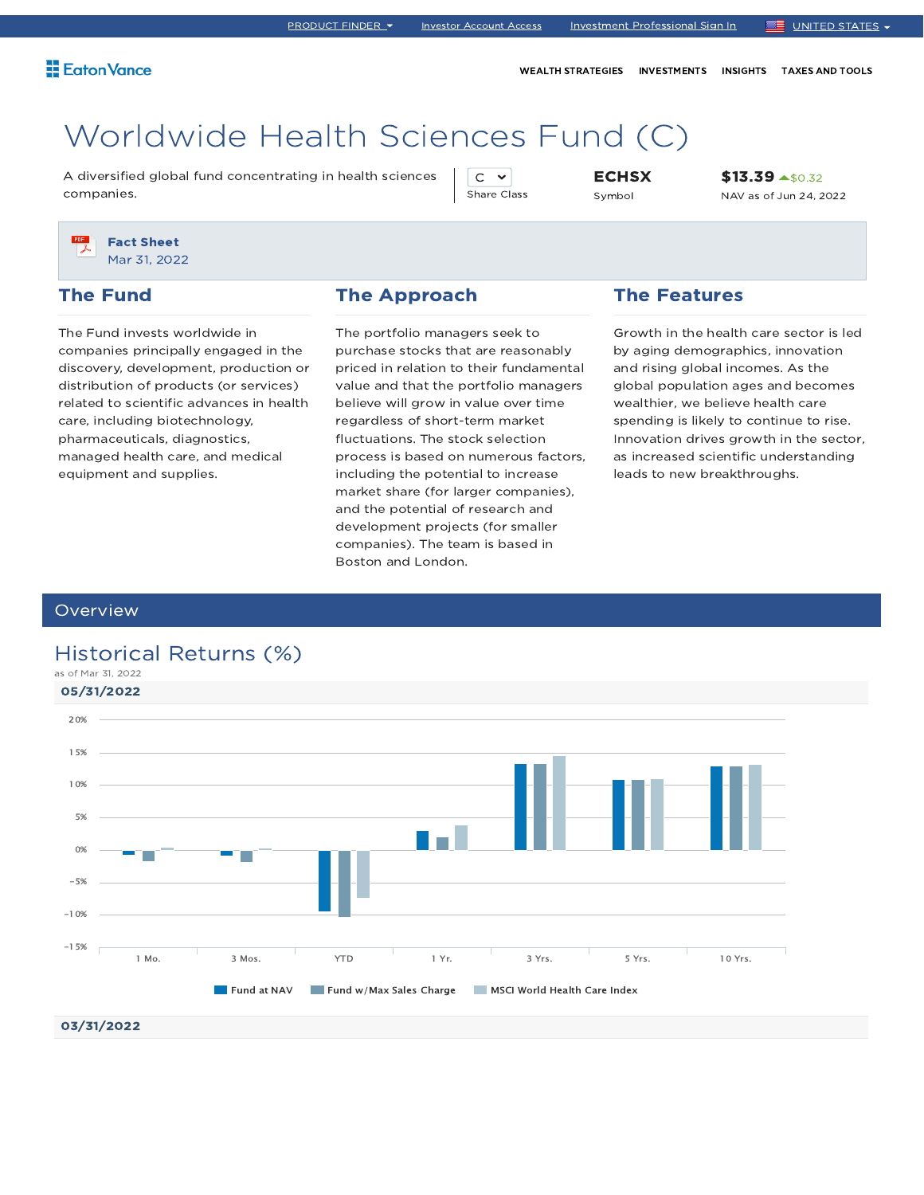PRODUCT FINDER | Investor Account Access | Investment Professional Sign In | UNITED STATES

Eaton Vance

WEALTH STRATEGIES | INVESTMENTS | INSIGHTS | TAXES AND TOOLS

# Worldwide Health Sciences Fund (C)

A diversified global fund concentrating in health sciences companies.

C
Share Class

**ECHSX**
Symbol

**$13.39** ▲$0.32
NAV as of Jun 24, 2022

**Fact Sheet**
Mar 31, 2022

## The Fund

The Fund invests worldwide in companies principally engaged in the discovery, development, production or distribution of products (or services) related to scientific advances in health care, including biotechnology, pharmaceuticals, diagnostics, managed health care, and medical equipment and supplies.

## The Approach

The portfolio managers seek to purchase stocks that are reasonably priced in relation to their fundamental value and that the portfolio managers believe will grow in value over time regardless of short-term market fluctuations. The stock selection process is based on numerous factors, including the potential to increase market share (for larger companies), and the potential of research and development projects (for smaller companies). The team is based in Boston and London.

## The Features

Growth in the health care sector is led by aging demographics, innovation and rising global incomes. As the global population ages and becomes wealthier, we believe health care spending is likely to continue to rise. Innovation drives growth in the sector, as increased scientific understanding leads to new breakthroughs.

## Overview

### Historical Returns (%)

as of Mar 31, 2022

**05/31/2022**

Fund at NAV | Fund w/Max Sales Charge | MSCI World Health Care Index

**03/31/2022**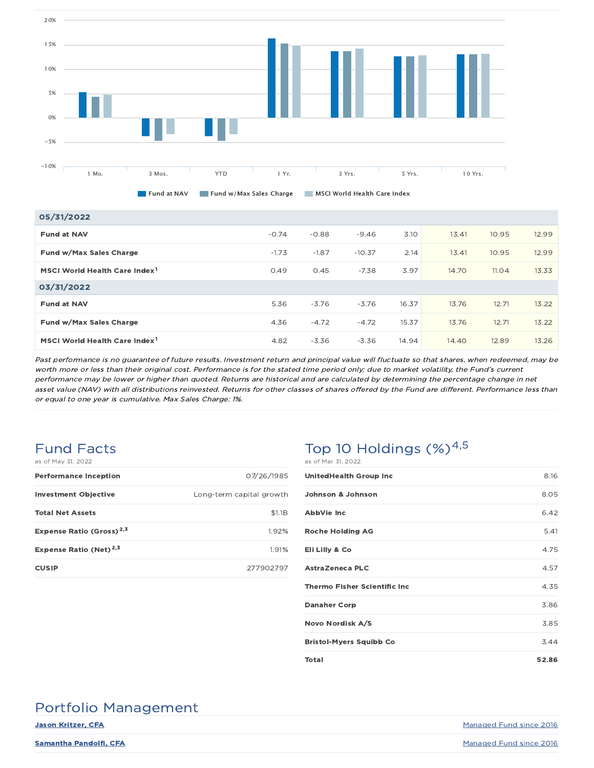| | 1 Mo. | 3 Mos. | YTD | 1 Yr. | 3 Yrs. | 5 Yrs. | 10 Yrs. |
|---|---|---|---|---|---|---|---|
| **05/31/2022** | | | | | | | |
| **Fund at NAV** | -0.74 | -0.88 | -9.46 | 3.10 | 13.41 | 10.95 | 12.99 |
| **Fund w/Max Sales Charge** | -1.73 | -1.87 | -10.37 | 2.14 | 13.41 | 10.95 | 12.99 |
| **MSCI World Health Care Index[1]** | 0.49 | 0.45 | -7.38 | 3.97 | 14.70 | 11.04 | 13.33 |
| **03/31/2022** | | | | | | | |
| **Fund at NAV** | 5.36 | -3.76 | -3.76 | 16.37 | 13.76 | 12.71 | 13.22 |
| **Fund w/Max Sales Charge** | 4.36 | -4.72 | -4.72 | 15.37 | 13.76 | 12.71 | 13.22 |
| **MSCI World Health Care Index[1]** | 4.82 | -3.36 | -3.36 | 14.94 | 14.40 | 12.89 | 13.26 |

*Past performance is no guarantee of future results. Investment return and principal value will fluctuate so that shares, when redeemed, may be worth more or less than their original cost. Performance is for the stated time period only; due to market volatility, the Fund's current performance may be lower or higher than quoted. Returns are historical and are calculated by determining the percentage change in net asset value (NAV) with all distributions reinvested. Returns for other classes of shares offered by the Fund are different. Performance less than or equal to one year is cumulative. Max Sales Charge: 1%.*

## Fund Facts

as of May 31, 2022

| | |
|---|---|
| **Performance Inception** | 07/26/1985 |
| **Investment Objective** | Long-term capital growth |
| **Total Net Assets** | $1.1B |
| **Expense Ratio (Gross)[2,3]** | 1.92% |
| **Expense Ratio (Net)[2,3]** | 1.91% |
| **CUSIP** | 277902797 |

## Top 10 Holdings (%)[4,5]

as of Mar 31, 2022

| | |
|---|---|
| **UnitedHealth Group Inc** | 8.16 |
| **Johnson & Johnson** | 8.05 |
| **AbbVie Inc** | 6.42 |
| **Roche Holding AG** | 5.41 |
| **Eli Lilly & Co** | 4.75 |
| **AstraZeneca PLC** | 4.57 |
| **Thermo Fisher Scientific Inc** | 4.35 |
| **Danaher Corp** | 3.86 |
| **Novo Nordisk A/S** | 3.85 |
| **Bristol-Myers Squibb Co** | 3.44 |
| **Total** | **52.86** |

## Portfolio Management

| | |
|---|---|
| **Jason Kritzer, CFA** | Managed Fund since 2016 |
| **Samantha Pandolfi, CFA** | Managed Fund since 2016 |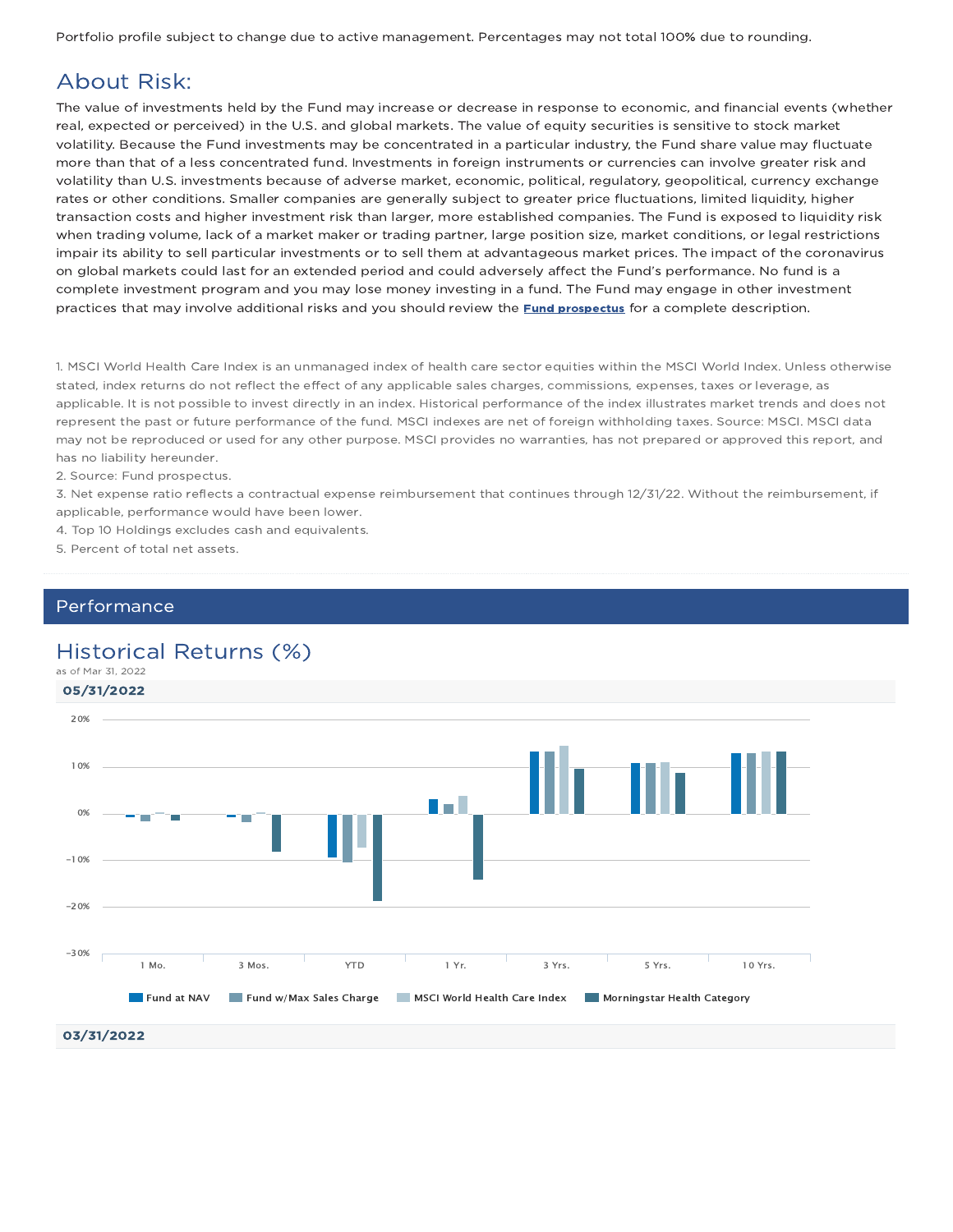Portfolio profile subject to change due to active management. Percentages may not total 100% due to rounding.

## About Risk:

The value of investments held by the Fund may increase or decrease in response to economic, and financial events (whether real, expected or perceived) in the U.S. and global markets. The value of equity securities is sensitive to stock market volatility. Because the Fund investments may be concentrated in a particular industry, the Fund share value may fluctuate more than that of a less concentrated fund. Investments in foreign instruments or currencies can involve greater risk and volatility than U.S. investments because of adverse market, economic, political, regulatory, geopolitical, currency exchange rates or other conditions. Smaller companies are generally subject to greater price fluctuations, limited liquidity, higher transaction costs and higher investment risk than larger, more established companies. The Fund is exposed to liquidity risk when trading volume, lack of a market maker or trading partner, large position size, market conditions, or legal restrictions impair its ability to sell particular investments or to sell them at advantageous market prices. The impact of the coronavirus on global markets could last for an extended period and could adversely affect the Fund's performance. No fund is a complete investment program and you may lose money investing in a fund. The Fund may engage in other investment practices that may involve additional risks and you should review the **Fund prospectus** for a complete description.

1. MSCI World Health Care Index is an unmanaged index of health care sector equities within the MSCI World Index. Unless otherwise stated, index returns do not reflect the effect of any applicable sales charges, commissions, expenses, taxes or leverage, as applicable. It is not possible to invest directly in an index. Historical performance of the index illustrates market trends and does not represent the past or future performance of the fund. MSCI indexes are net of foreign withholding taxes. Source: MSCI. MSCI data may not be reproduced or used for any other purpose. MSCI provides no warranties, has not prepared or approved this report, and has no liability hereunder.
2. Source: Fund prospectus.
3. Net expense ratio reflects a contractual expense reimbursement that continues through 12/31/22. Without the reimbursement, if applicable, performance would have been lower.
4. Top 10 Holdings excludes cash and equivalents.
5. Percent of total net assets.

## Performance

### Historical Returns (%)

as of Mar 31, 2022

**05/31/2022**

Legend: Fund at NAV, Fund w/Max Sales Charge, MSCI World Health Care Index, Morningstar Health Category

Periods: 1 Mo., 3 Mos., YTD, 1 Yr., 3 Yrs., 5 Yrs., 10 Yrs.

**03/31/2022**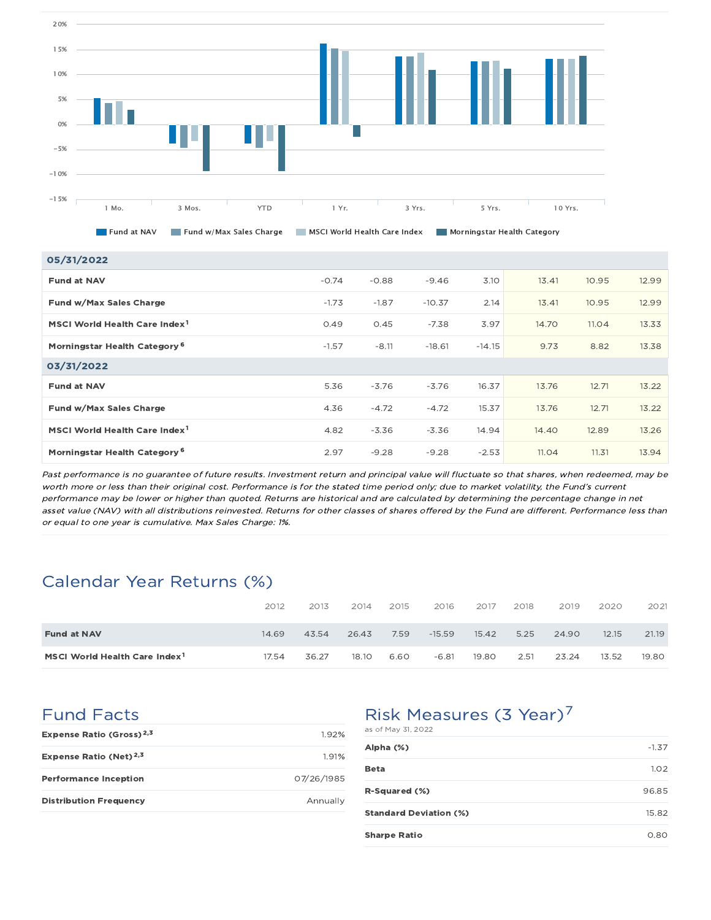| | 1 Mo. | 3 Mos. | YTD | 1 Yr. | 3 Yrs. | 5 Yrs. | 10 Yrs. |
|---|---|---|---|---|---|---|---|
| **05/31/2022** | | | | | | | |
| **Fund at NAV** | -0.74 | -0.88 | -9.46 | 3.10 | 13.41 | 10.95 | 12.99 |
| **Fund w/Max Sales Charge** | -1.73 | -1.87 | -10.37 | 2.14 | 13.41 | 10.95 | 12.99 |
| **MSCI World Health Care Index**[1] | 0.49 | 0.45 | -7.38 | 3.97 | 14.70 | 11.04 | 13.33 |
| **Morningstar Health Category**[6] | -1.57 | -8.11 | -18.61 | -14.15 | 9.73 | 8.82 | 13.38 |
| **03/31/2022** | | | | | | | |
| **Fund at NAV** | 5.36 | -3.76 | -3.76 | 16.37 | 13.76 | 12.71 | 13.22 |
| **Fund w/Max Sales Charge** | 4.36 | -4.72 | -4.72 | 15.37 | 13.76 | 12.71 | 13.22 |
| **MSCI World Health Care Index**[1] | 4.82 | -3.36 | -3.36 | 14.94 | 14.40 | 12.89 | 13.26 |
| **Morningstar Health Category**[6] | 2.97 | -9.28 | -9.28 | -2.53 | 11.04 | 11.31 | 13.94 |

*Past performance is no guarantee of future results. Investment return and principal value will fluctuate so that shares, when redeemed, may be worth more or less than their original cost. Performance is for the stated time period only; due to market volatility, the Fund's current performance may be lower or higher than quoted. Returns are historical and are calculated by determining the percentage change in net asset value (NAV) with all distributions reinvested. Returns for other classes of shares offered by the Fund are different. Performance less than or equal to one year is cumulative. Max Sales Charge: 1%.*

## Calendar Year Returns (%)

| | 2012 | 2013 | 2014 | 2015 | 2016 | 2017 | 2018 | 2019 | 2020 | 2021 |
|---|---|---|---|---|---|---|---|---|---|---|
| **Fund at NAV** | 14.69 | 43.54 | 26.43 | 7.59 | -15.59 | 15.42 | 5.25 | 24.90 | 12.15 | 21.19 |
| **MSCI World Health Care Index**[1] | 17.54 | 36.27 | 18.10 | 6.60 | -6.81 | 19.80 | 2.51 | 23.24 | 13.52 | 19.80 |

## Fund Facts

| | |
|---|---|
| **Expense Ratio (Gross)**[2,3] | 1.92% |
| **Expense Ratio (Net)**[2,3] | 1.91% |
| **Performance Inception** | 07/26/1985 |
| **Distribution Frequency** | Annually |

## Risk Measures (3 Year)[7]

as of May 31, 2022

| | |
|---|---|
| **Alpha (%)** | -1.37 |
| **Beta** | 1.02 |
| **R-Squared (%)** | 96.85 |
| **Standard Deviation (%)** | 15.82 |
| **Sharpe Ratio** | 0.80 |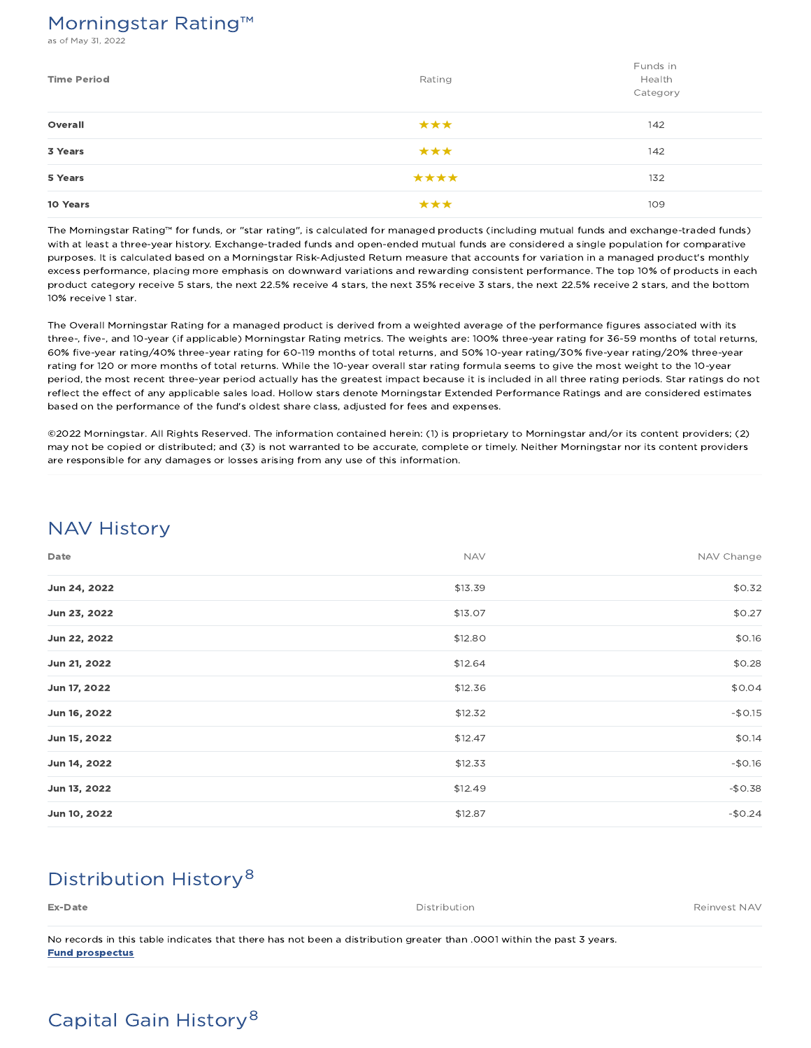## Morningstar Rating™

as of May 31, 2022

| Time Period | Rating | Funds in Health Category |
|---|---|---|
| **Overall** | ★★★ | 142 |
| **3 Years** | ★★★ | 142 |
| **5 Years** | ★★★★ | 132 |
| **10 Years** | ★★★ | 109 |

The Morningstar Rating™ for funds, or "star rating", is calculated for managed products (including mutual funds and exchange-traded funds) with at least a three-year history. Exchange-traded funds and open-ended mutual funds are considered a single population for comparative purposes. It is calculated based on a Morningstar Risk-Adjusted Return measure that accounts for variation in a managed product's monthly excess performance, placing more emphasis on downward variations and rewarding consistent performance. The top 10% of products in each product category receive 5 stars, the next 22.5% receive 4 stars, the next 35% receive 3 stars, the next 22.5% receive 2 stars, and the bottom 10% receive 1 star.

The Overall Morningstar Rating for a managed product is derived from a weighted average of the performance figures associated with its three-, five-, and 10-year (if applicable) Morningstar Rating metrics. The weights are: 100% three-year rating for 36-59 months of total returns, 60% five-year rating/40% three-year rating for 60-119 months of total returns, and 50% 10-year rating/30% five-year rating/20% three-year rating for 120 or more months of total returns. While the 10-year overall star rating formula seems to give the most weight to the 10-year period, the most recent three-year period actually has the greatest impact because it is included in all three rating periods. Star ratings do not reflect the effect of any applicable sales load. Hollow stars denote Morningstar Extended Performance Ratings and are considered estimates based on the performance of the fund's oldest share class, adjusted for fees and expenses.

©2022 Morningstar. All Rights Reserved. The information contained herein: (1) is proprietary to Morningstar and/or its content providers; (2) may not be copied or distributed; and (3) is not warranted to be accurate, complete or timely. Neither Morningstar nor its content providers are responsible for any damages or losses arising from any use of this information.

## NAV History

| Date | NAV | NAV Change |
|---|---|---|
| **Jun 24, 2022** | $13.39 | $0.32 |
| **Jun 23, 2022** | $13.07 | $0.27 |
| **Jun 22, 2022** | $12.80 | $0.16 |
| **Jun 21, 2022** | $12.64 | $0.28 |
| **Jun 17, 2022** | $12.36 | $0.04 |
| **Jun 16, 2022** | $12.32 | -$0.15 |
| **Jun 15, 2022** | $12.47 | $0.14 |
| **Jun 14, 2022** | $12.33 | -$0.16 |
| **Jun 13, 2022** | $12.49 | -$0.38 |
| **Jun 10, 2022** | $12.87 | -$0.24 |

## Distribution History[8]

| Ex-Date | Distribution | Reinvest NAV |
|---|---|---|

No records in this table indicates that there has not been a distribution greater than .0001 within the past 3 years.

**Fund prospectus**

## Capital Gain History[8]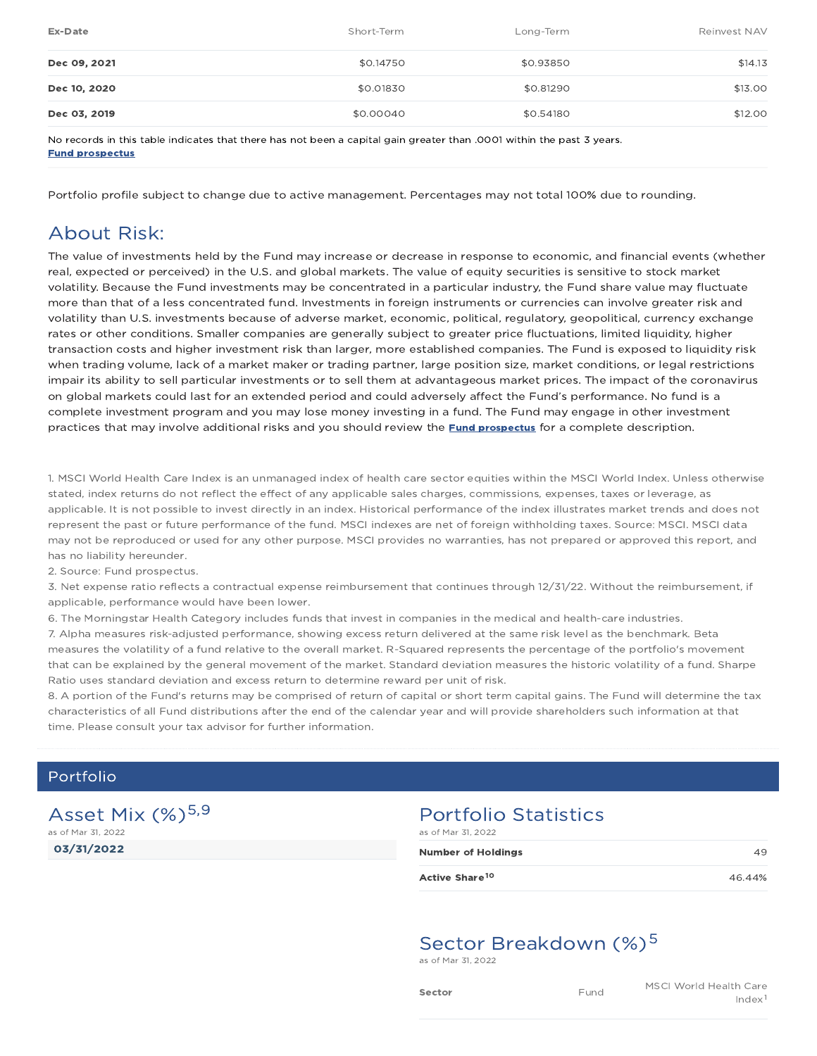| Ex-Date | Short-Term | Long-Term | Reinvest NAV |
|---|---|---|---|
| **Dec 09, 2021** | $0.14750 | $0.93850 | $14.13 |
| **Dec 10, 2020** | $0.01830 | $0.81290 | $13.00 |
| **Dec 03, 2019** | $0.00040 | $0.54180 | $12.00 |

No records in this table indicates that there has not been a capital gain greater than .0001 within the past 3 years.
**Fund prospectus**

Portfolio profile subject to change due to active management. Percentages may not total 100% due to rounding.

## About Risk:

The value of investments held by the Fund may increase or decrease in response to economic, and financial events (whether real, expected or perceived) in the U.S. and global markets. The value of equity securities is sensitive to stock market volatility. Because the Fund investments may be concentrated in a particular industry, the Fund share value may fluctuate more than that of a less concentrated fund. Investments in foreign instruments or currencies can involve greater risk and volatility than U.S. investments because of adverse market, economic, political, regulatory, geopolitical, currency exchange rates or other conditions. Smaller companies are generally subject to greater price fluctuations, limited liquidity, higher transaction costs and higher investment risk than larger, more established companies. The Fund is exposed to liquidity risk when trading volume, lack of a market maker or trading partner, large position size, market conditions, or legal restrictions impair its ability to sell particular investments or to sell them at advantageous market prices. The impact of the coronavirus on global markets could last for an extended period and could adversely affect the Fund's performance. No fund is a complete investment program and you may lose money investing in a fund. The Fund may engage in other investment practices that may involve additional risks and you should review the **Fund prospectus** for a complete description.

1. MSCI World Health Care Index is an unmanaged index of health care sector equities within the MSCI World Index. Unless otherwise stated, index returns do not reflect the effect of any applicable sales charges, commissions, expenses, taxes or leverage, as applicable. It is not possible to invest directly in an index. Historical performance of the index illustrates market trends and does not represent the past or future performance of the fund. MSCI indexes are net of foreign withholding taxes. Source: MSCI. MSCI data may not be reproduced or used for any other purpose. MSCI provides no warranties, has not prepared or approved this report, and has no liability hereunder.
2. Source: Fund prospectus.
3. Net expense ratio reflects a contractual expense reimbursement that continues through 12/31/22. Without the reimbursement, if applicable, performance would have been lower.
6. The Morningstar Health Category includes funds that invest in companies in the medical and health-care industries.
7. Alpha measures risk-adjusted performance, showing excess return delivered at the same risk level as the benchmark. Beta measures the volatility of a fund relative to the overall market. R-Squared represents the percentage of the portfolio's movement that can be explained by the general movement of the market. Standard deviation measures the historic volatility of a fund. Sharpe Ratio uses standard deviation and excess return to determine reward per unit of risk.
8. A portion of the Fund's returns may be comprised of return of capital or short term capital gains. The Fund will determine the tax characteristics of all Fund distributions after the end of the calendar year and will provide shareholders such information at that time. Please consult your tax advisor for further information.

## Portfolio

### Asset Mix (%)[5,9]

as of Mar 31, 2022

**03/31/2022**

### Portfolio Statistics

as of Mar 31, 2022

| | |
|---|---|
| **Number of Holdings** | 49 |
| **Active Share**[10] | 46.44% |

### Sector Breakdown (%)[5]

as of Mar 31, 2022

| Sector | Fund | MSCI World Health Care Index[1] |
|---|---|---|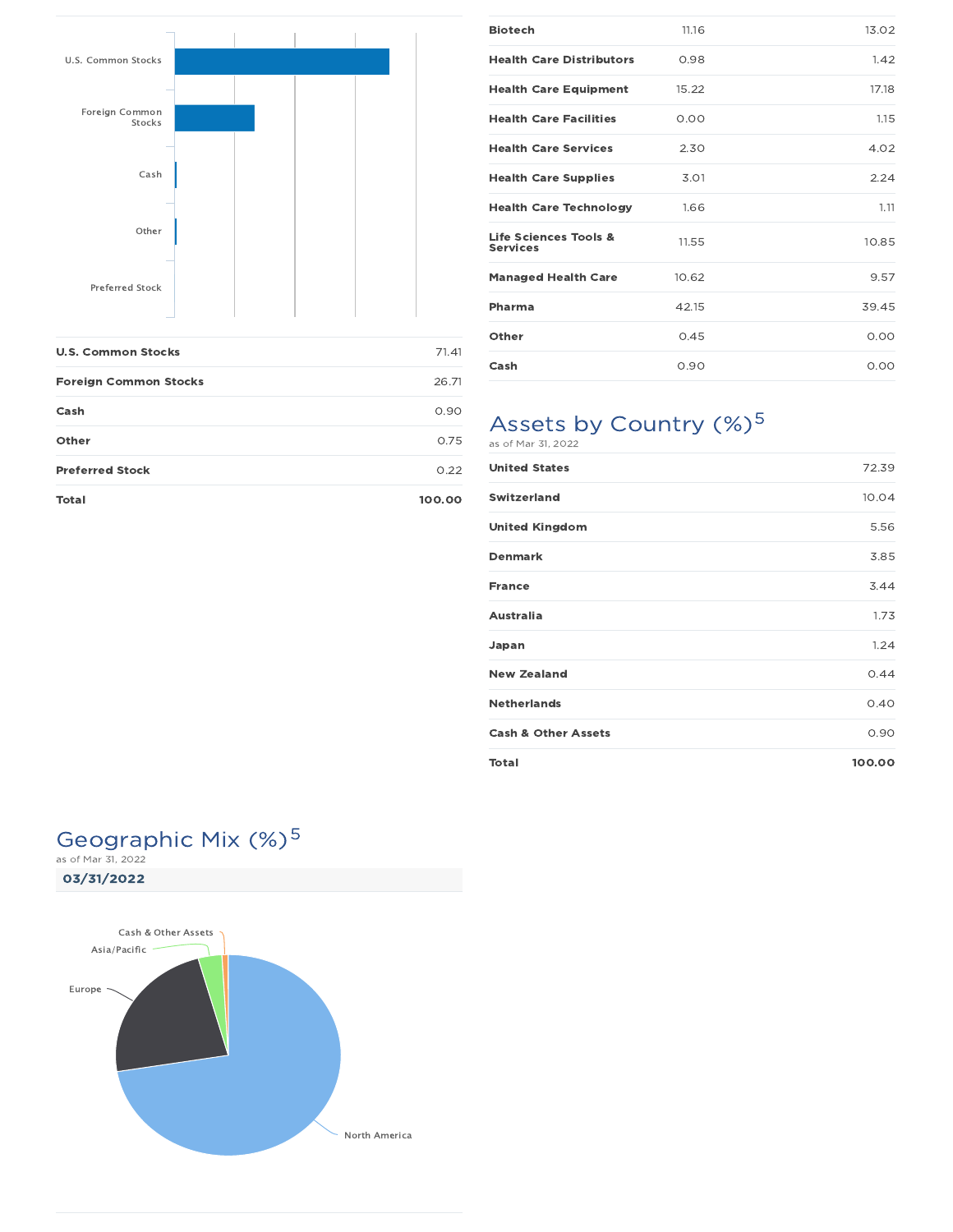| U.S. Common Stocks | 71.41 |
| --- | --- |
| Foreign Common Stocks | 26.71 |
| Cash | 0.90 |
| Other | 0.75 |
| Preferred Stock | 0.22 |
| **Total** | **100.00** |

| Biotech | 11.16 | 13.02 |
| --- | --- | --- |
| Health Care Distributors | 0.98 | 1.42 |
| Health Care Equipment | 15.22 | 17.18 |
| Health Care Facilities | 0.00 | 1.15 |
| Health Care Services | 2.30 | 4.02 |
| Health Care Supplies | 3.01 | 2.24 |
| Health Care Technology | 1.66 | 1.11 |
| Life Sciences Tools & Services | 11.55 | 10.85 |
| Managed Health Care | 10.62 | 9.57 |
| Pharma | 42.15 | 39.45 |
| Other | 0.45 | 0.00 |
| Cash | 0.90 | 0.00 |

## Assets by Country (%)[5]

as of Mar 31, 2022

| United States | 72.39 |
| --- | --- |
| Switzerland | 10.04 |
| United Kingdom | 5.56 |
| Denmark | 3.85 |
| France | 3.44 |
| Australia | 1.73 |
| Japan | 1.24 |
| New Zealand | 0.44 |
| Netherlands | 0.40 |
| Cash & Other Assets | 0.90 |
| **Total** | **100.00** |

## Geographic Mix (%)[5]

as of Mar 31, 2022

**03/31/2022**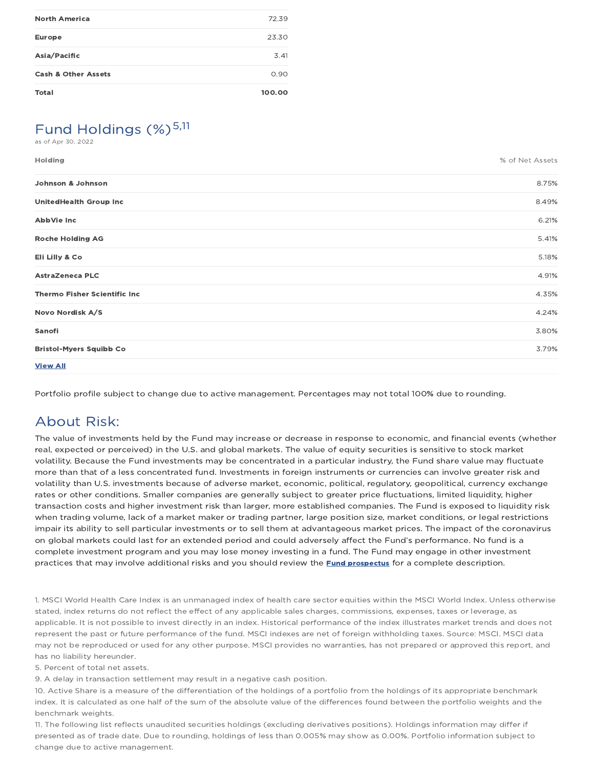| | |
|---|---|
| **North America** | 72.39 |
| **Europe** | 23.30 |
| **Asia/Pacific** | 3.41 |
| **Cash & Other Assets** | 0.90 |
| **Total** | **100.00** |

## Fund Holdings (%)[5,11]

as of Apr 30, 2022

| Holding | % of Net Assets |
|---|---|
| **Johnson & Johnson** | 8.75% |
| **UnitedHealth Group Inc** | 8.49% |
| **AbbVie Inc** | 6.21% |
| **Roche Holding AG** | 5.41% |
| **Eli Lilly & Co** | 5.18% |
| **AstraZeneca PLC** | 4.91% |
| **Thermo Fisher Scientific Inc** | 4.35% |
| **Novo Nordisk A/S** | 4.24% |
| **Sanofi** | 3.80% |
| **Bristol-Myers Squibb Co** | 3.79% |

**View All**

Portfolio profile subject to change due to active management. Percentages may not total 100% due to rounding.

## About Risk:

The value of investments held by the Fund may increase or decrease in response to economic, and financial events (whether real, expected or perceived) in the U.S. and global markets. The value of equity securities is sensitive to stock market volatility. Because the Fund investments may be concentrated in a particular industry, the Fund share value may fluctuate more than that of a less concentrated fund. Investments in foreign instruments or currencies can involve greater risk and volatility than U.S. investments because of adverse market, economic, political, regulatory, geopolitical, currency exchange rates or other conditions. Smaller companies are generally subject to greater price fluctuations, limited liquidity, higher transaction costs and higher investment risk than larger, more established companies. The Fund is exposed to liquidity risk when trading volume, lack of a market maker or trading partner, large position size, market conditions, or legal restrictions impair its ability to sell particular investments or to sell them at advantageous market prices. The impact of the coronavirus on global markets could last for an extended period and could adversely affect the Fund's performance. No fund is a complete investment program and you may lose money investing in a fund. The Fund may engage in other investment practices that may involve additional risks and you should review the **Fund prospectus** for a complete description.

1. MSCI World Health Care Index is an unmanaged index of health care sector equities within the MSCI World Index. Unless otherwise stated, index returns do not reflect the effect of any applicable sales charges, commissions, expenses, taxes or leverage, as applicable. It is not possible to invest directly in an index. Historical performance of the index illustrates market trends and does not represent the past or future performance of the fund. MSCI indexes are net of foreign withholding taxes. Source: MSCI. MSCI data may not be reproduced or used for any other purpose. MSCI provides no warranties, has not prepared or approved this report, and has no liability hereunder.
5. Percent of total net assets.
9. A delay in transaction settlement may result in a negative cash position.
10. Active Share is a measure of the differentiation of the holdings of a portfolio from the holdings of its appropriate benchmark index. It is calculated as one half of the sum of the absolute value of the differences found between the portfolio weights and the benchmark weights.
11. The following list reflects unaudited securities holdings (excluding derivatives positions). Holdings information may differ if presented as of trade date. Due to rounding, holdings of less than 0.005% may show as 0.00%. Portfolio information subject to change due to active management.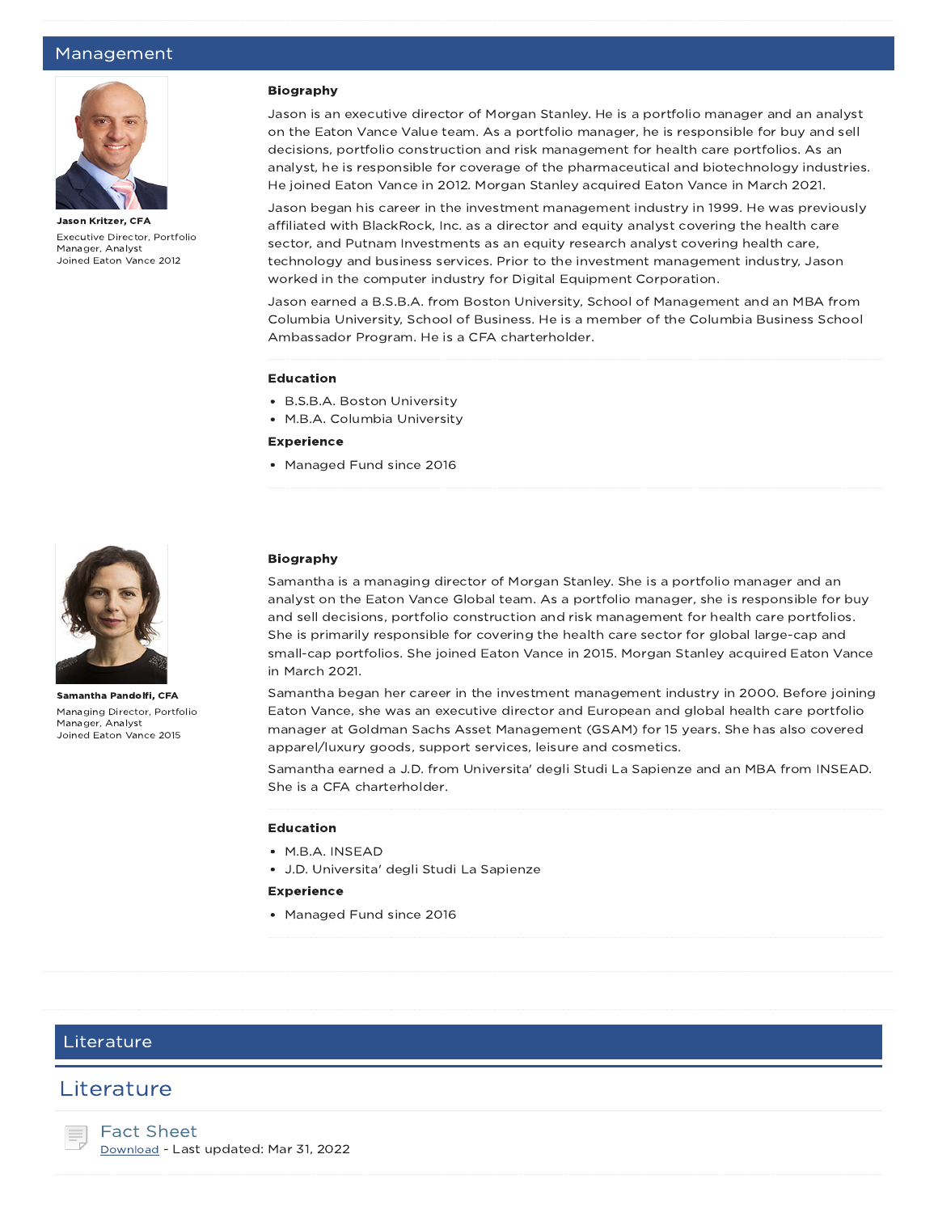## Management

**Jason Kritzer, CFA**

Executive Director, Portfolio Manager, Analyst
Joined Eaton Vance 2012

### Biography

Jason is an executive director of Morgan Stanley. He is a portfolio manager and an analyst on the Eaton Vance Value team. As a portfolio manager, he is responsible for buy and sell decisions, portfolio construction and risk management for health care portfolios. As an analyst, he is responsible for coverage of the pharmaceutical and biotechnology industries. He joined Eaton Vance in 2012. Morgan Stanley acquired Eaton Vance in March 2021.

Jason began his career in the investment management industry in 1999. He was previously affiliated with BlackRock, Inc. as a director and equity analyst covering the health care sector, and Putnam Investments as an equity research analyst covering health care, technology and business services. Prior to the investment management industry, Jason worked in the computer industry for Digital Equipment Corporation.

Jason earned a B.S.B.A. from Boston University, School of Management and an MBA from Columbia University, School of Business. He is a member of the Columbia Business School Ambassador Program. He is a CFA charterholder.

### Education

- B.S.B.A. Boston University
- M.B.A. Columbia University

### Experience

- Managed Fund since 2016

**Samantha Pandolfi, CFA**

Managing Director, Portfolio Manager, Analyst
Joined Eaton Vance 2015

### Biography

Samantha is a managing director of Morgan Stanley. She is a portfolio manager and an analyst on the Eaton Vance Global team. As a portfolio manager, she is responsible for buy and sell decisions, portfolio construction and risk management for health care portfolios. She is primarily responsible for covering the health care sector for global large-cap and small-cap portfolios. She joined Eaton Vance in 2015. Morgan Stanley acquired Eaton Vance in March 2021.

Samantha began her career in the investment management industry in 2000. Before joining Eaton Vance, she was an executive director and European and global health care portfolio manager at Goldman Sachs Asset Management (GSAM) for 15 years. She has also covered apparel/luxury goods, support services, leisure and cosmetics.

Samantha earned a J.D. from Universita' degli Studi La Sapienze and an MBA from INSEAD. She is a CFA charterholder.

### Education

- M.B.A. INSEAD
- J.D. Universita' degli Studi La Sapienze

### Experience

- Managed Fund since 2016

## Literature

## Literature

**Fact Sheet**
Download - Last updated: Mar 31, 2022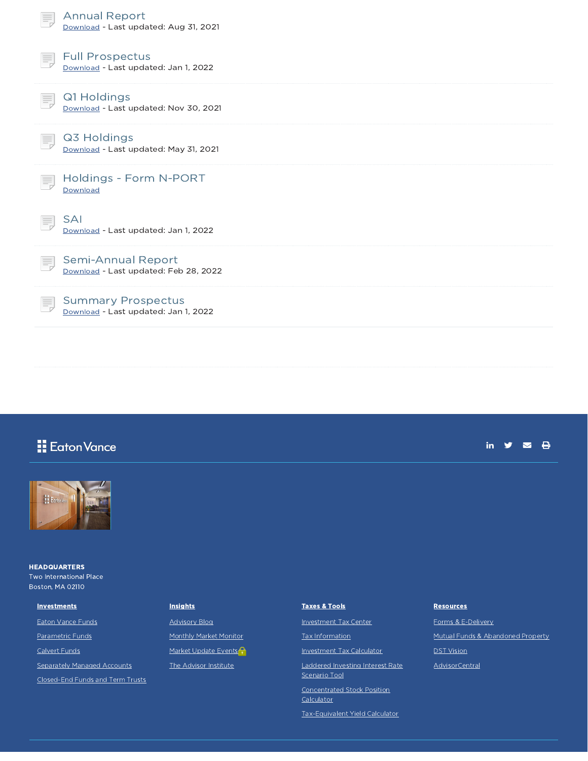### Annual Report
Download - Last updated: Aug 31, 2021

### Full Prospectus
Download - Last updated: Jan 1, 2022

### Q1 Holdings
Download - Last updated: Nov 30, 2021

### Q3 Holdings
Download - Last updated: May 31, 2021

### Holdings - Form N-PORT
Download

### SAI
Download - Last updated: Jan 1, 2022

### Semi-Annual Report
Download - Last updated: Feb 28, 2022

### Summary Prospectus
Download - Last updated: Jan 1, 2022

Eaton Vance

**HEADQUARTERS**
Two International Place
Boston, MA 02110

**Investments**

- Eaton Vance Funds
- Parametric Funds
- Calvert Funds
- Separately Managed Accounts
- Closed-End Funds and Term Trusts

**Insights**

- Advisory Blog
- Monthly Market Monitor
- Market Update Events
- The Advisor Institute

**Taxes & Tools**

- Investment Tax Center
- Tax Information
- Investment Tax Calculator
- Laddered Investing Interest Rate Scenario Tool
- Concentrated Stock Position Calculator
- Tax-Equivalent Yield Calculator

**Resources**

- Forms & E-Delivery
- Mutual Funds & Abandoned Property
- DST Vision
- AdvisorCentral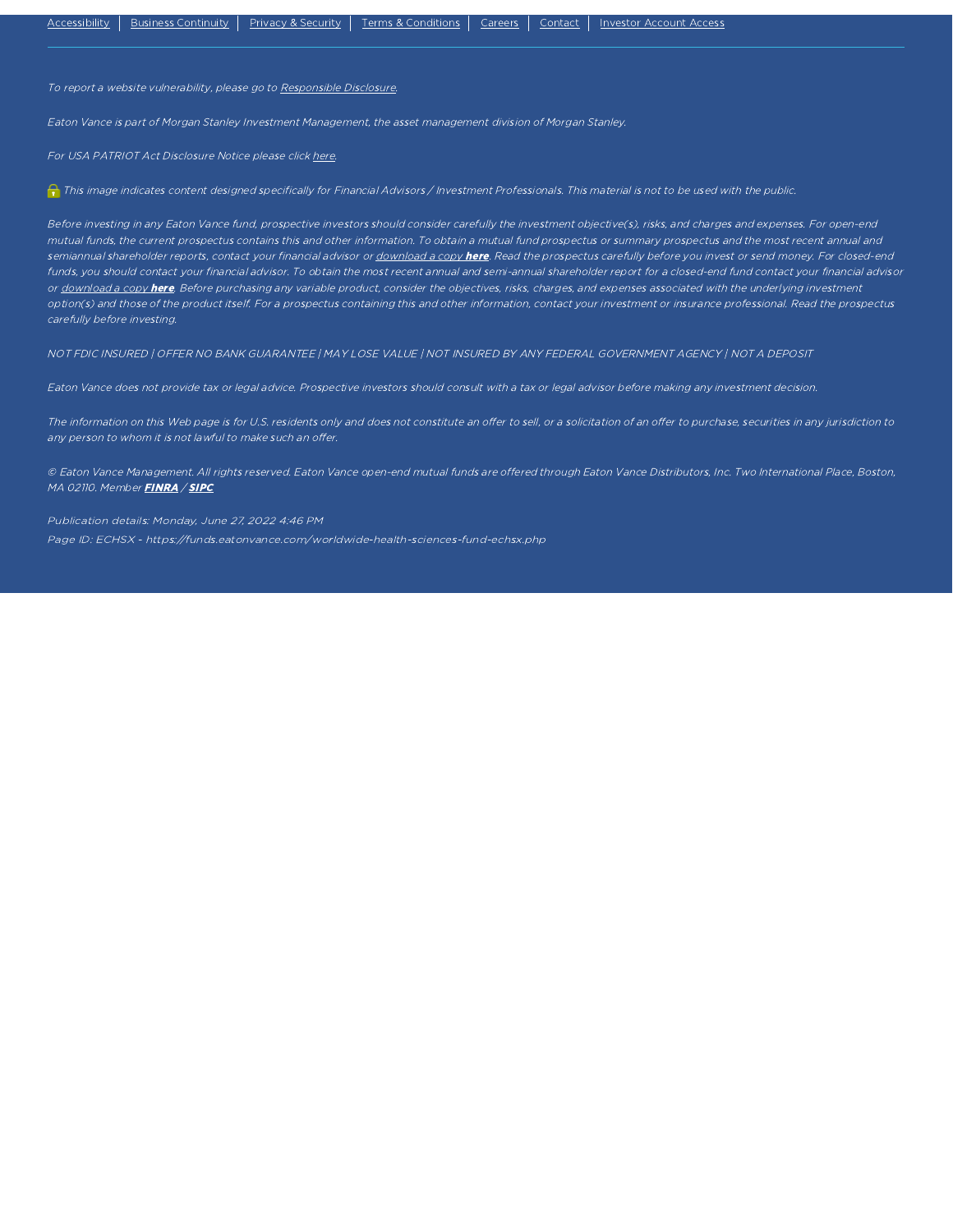Accessibility | Business Continuity | Privacy & Security | Terms & Conditions | Careers | Contact | Investor Account Access

---

*To report a website vulnerability, please go to Responsible Disclosure.*

*Eaton Vance is part of Morgan Stanley Investment Management, the asset management division of Morgan Stanley.*

*For USA PATRIOT Act Disclosure Notice please click here.*

*This image indicates content designed specifically for Financial Advisors / Investment Professionals. This material is not to be used with the public.*

*Before investing in any Eaton Vance fund, prospective investors should consider carefully the investment objective(s), risks, and charges and expenses. For open-end mutual funds, the current prospectus contains this and other information. To obtain a mutual fund prospectus or summary prospectus and the most recent annual and semiannual shareholder reports, contact your financial advisor or download a copy **here**. Read the prospectus carefully before you invest or send money. For closed-end funds, you should contact your financial advisor. To obtain the most recent annual and semi-annual shareholder report for a closed-end fund contact your financial advisor or download a copy **here**. Before purchasing any variable product, consider the objectives, risks, charges, and expenses associated with the underlying investment option(s) and those of the product itself. For a prospectus containing this and other information, contact your investment or insurance professional. Read the prospectus carefully before investing.*

*NOT FDIC INSURED | OFFER NO BANK GUARANTEE | MAY LOSE VALUE | NOT INSURED BY ANY FEDERAL GOVERNMENT AGENCY | NOT A DEPOSIT*

*Eaton Vance does not provide tax or legal advice. Prospective investors should consult with a tax or legal advisor before making any investment decision.*

*The information on this Web page is for U.S. residents only and does not constitute an offer to sell, or a solicitation of an offer to purchase, securities in any jurisdiction to any person to whom it is not lawful to make such an offer.*

*© Eaton Vance Management. All rights reserved. Eaton Vance open-end mutual funds are offered through Eaton Vance Distributors, Inc. Two International Place, Boston, MA 02110. Member **FINRA** / **SIPC***

*Publication details: Monday, June 27, 2022 4:46 PM*
*Page ID: ECHSX - https://funds.eatonvance.com/worldwide-health-sciences-fund-echsx.php*